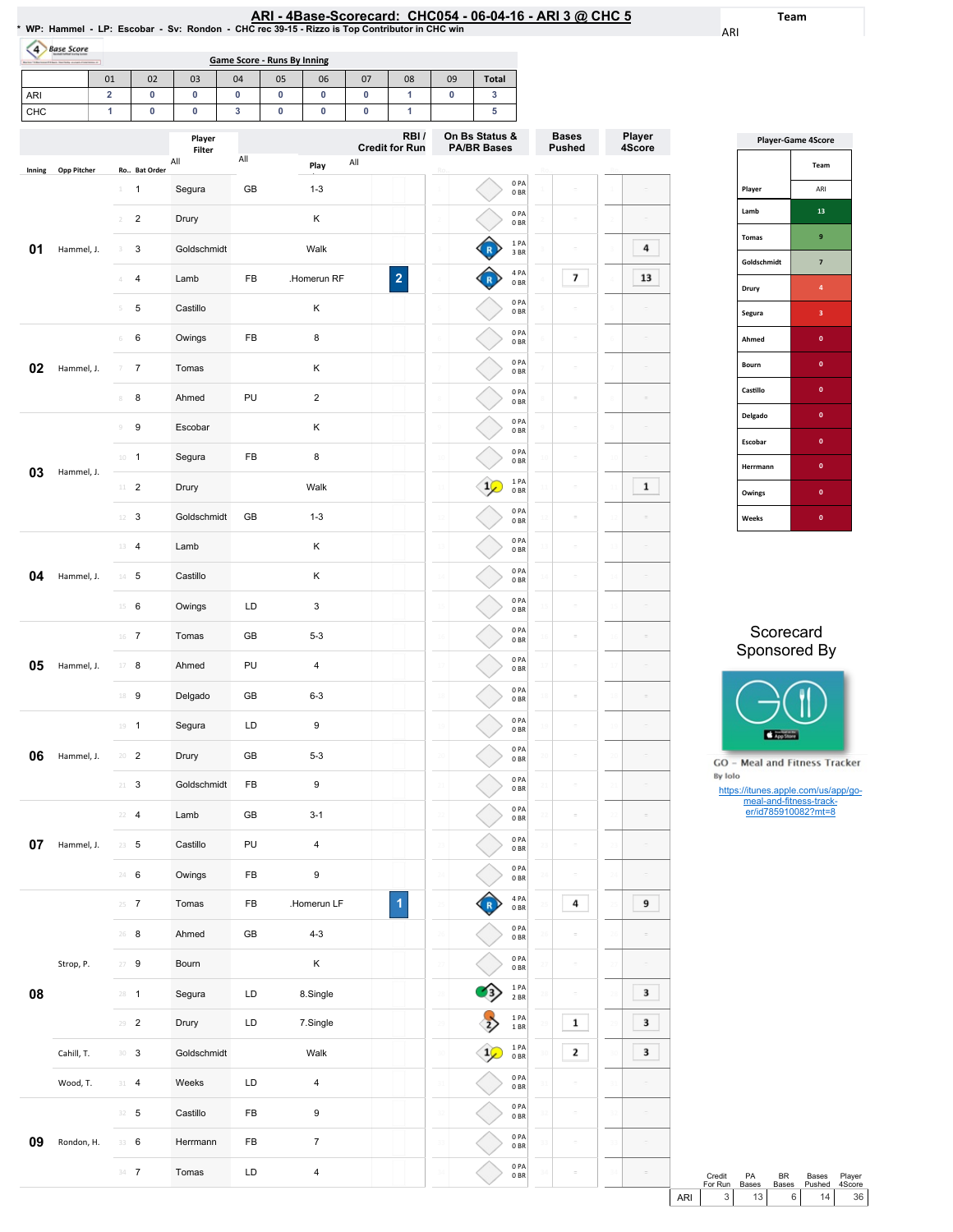# ARI - 4Base-Scorecard: CHC054 - 06-04-16 - ARI 3 @ CHC 5

* WP: Hammel - LP: Escobar - Sv: Rondon - CHC rec 39-15 - Rizzo is Top Contributor in CHC win

Team: ARI

## Game Score - Runs By Inning

| | 01 | 02 | 03 | 04 | 05 | 06 | 07 | 08 | 09 | Total |
|---|---|---|---|---|---|---|---|---|---|---|
| ARI | 2 | 0 | 0 | 0 | 0 | 0 | 0 | 1 | 0 | 3 |
| CHC | 1 | 0 | 0 | 3 | 0 | 0 | 0 | 1 | | 5 |

| Inning | Opp Pitcher | Ro.. | Bat Order | Player | | Play | RBI / Credit for Run | On Bs Status & PA/BR Bases | Bases Pushed | Player 4Score |
|---|---|---|---|---|---|---|---|---|---|---|
| 01 | Hammel, J. | 1 | 1 | Segura | GB | 1-3 | | 0 PA 0 BR | | |
| | | 2 | 2 | Drury | | K | | 0 PA 0 BR | | |
| | | 3 | 3 | Goldschmidt | | Walk | | R 1 PA 3 BR | | 4 |
| | | 4 | 4 | Lamb | FB | .Homerun RF | 2 | R 4 PA 0 BR | 7 | 13 |
| | | 5 | 5 | Castillo | | K | | 0 PA 0 BR | | |
| 02 | Hammel, J. | 6 | 6 | Owings | FB | 8 | | 0 PA 0 BR | | |
| | | 7 | 7 | Tomas | | K | | 0 PA 0 BR | | |
| | | 8 | 8 | Ahmed | PU | 2 | | 0 PA 0 BR | | |
| | | 9 | 9 | Escobar | | K | | 0 PA 0 BR | | |
| 03 | Hammel, J. | 10 | 1 | Segura | FB | 8 | | 0 PA 0 BR | | |
| | | 11 | 2 | Drury | | Walk | | 1 1 PA 0 BR | | 1 |
| | | 12 | 3 | Goldschmidt | GB | 1-3 | | 0 PA 0 BR | | |
| 04 | Hammel, J. | 13 | 4 | Lamb | | K | | 0 PA 0 BR | | |
| | | 14 | 5 | Castillo | | K | | 0 PA 0 BR | | |
| | | 15 | 6 | Owings | LD | 3 | | 0 PA 0 BR | | |
| 05 | Hammel, J. | 16 | 7 | Tomas | GB | 5-3 | | 0 PA 0 BR | | |
| | | 17 | 8 | Ahmed | PU | 4 | | 0 PA 0 BR | | |
| | | 18 | 9 | Delgado | GB | 6-3 | | 0 PA 0 BR | | |
| 06 | Hammel, J. | 19 | 1 | Segura | LD | 9 | | 0 PA 0 BR | | |
| | | 20 | 2 | Drury | GB | 5-3 | | 0 PA 0 BR | | |
| | | 21 | 3 | Goldschmidt | FB | 9 | | 0 PA 0 BR | | |
| 07 | Hammel, J. | 22 | 4 | Lamb | GB | 3-1 | | 0 PA 0 BR | | |
| | | 23 | 5 | Castillo | PU | 4 | | 0 PA 0 BR | | |
| | | 24 | 6 | Owings | FB | 9 | | 0 PA 0 BR | | |
| 08 | | 25 | 7 | Tomas | FB | .Homerun LF | 1 | R 4 PA 0 BR | 4 | 9 |
| | | 26 | 8 | Ahmed | GB | 4-3 | | 0 PA 0 BR | | |
| | Strop, P. | 27 | 9 | Bourn | | K | | 0 PA 0 BR | | |
| | | 28 | 1 | Segura | LD | 8.Single | | 3 1 PA 2 BR | | 3 |
| | | 29 | 2 | Drury | LD | 7.Single | | 2 1 PA 1 BR | 1 | 3 |
| | Cahill, T. | 30 | 3 | Goldschmidt | | Walk | | 1 1 PA 0 BR | 2 | 3 |
| | Wood, T. | 31 | 4 | Weeks | LD | 4 | | 0 PA 0 BR | | |
| 09 | Rondon, H. | 32 | 5 | Castillo | FB | 9 | | 0 PA 0 BR | | |
| | | 33 | 6 | Herrmann | FB | 7 | | 0 PA 0 BR | | |
| | | 34 | 7 | Tomas | LD | 4 | | 0 PA 0 BR | | |

## Player-Game 4Score

| Player | ARI |
|---|---|
| Lamb | 13 |
| Tomas | 9 |
| Goldschmidt | 7 |
| Drury | 4 |
| Segura | 3 |
| Ahmed | 0 |
| Bourn | 0 |
| Castillo | 0 |
| Delgado | 0 |
| Escobar | 0 |
| Herrmann | 0 |
| Owings | 0 |
| Weeks | 0 |

Scorecard Sponsored By

GO - Meal and Fitness Tracker
By Iolo
https://itunes.apple.com/us/app/go-meal-and-fitness-track-er/id785910082?mt=8

| | Credit For Run | PA Bases | BR Bases | Bases Pushed | Player 4Score |
|---|---|---|---|---|---|
| ARI | 3 | 13 | 6 | 14 | 36 |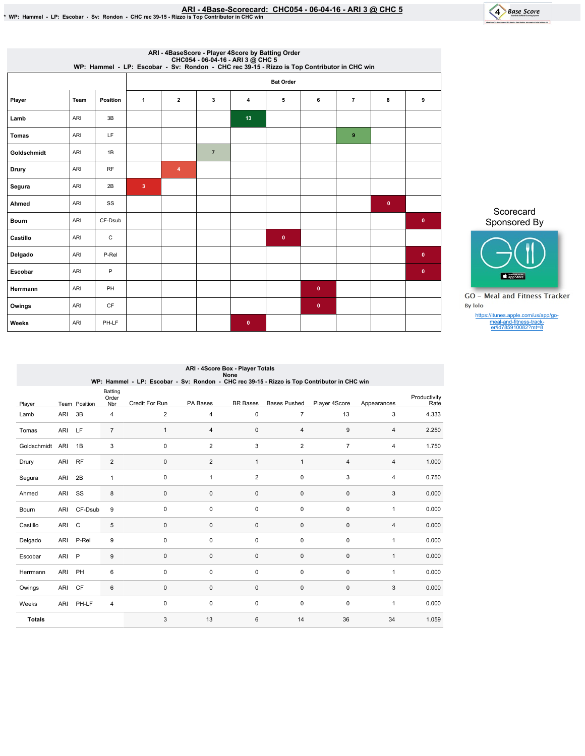# ARI - 4Base-Scorecard: CHC054 - 06-04-16 - ARI 3 @ CHC 5

* WP: Hammel - LP: Escobar - Sv: Rondon - CHC rec 39-15 - Rizzo is Top Contributor in CHC win

## ARI - 4BaseScore - Player 4Score by Batting Order
CHC054 - 06-04-16 - ARI 3 @ CHC 5
WP: Hammel - LP: Escobar - Sv: Rondon - CHC rec 39-15 - Rizzo is Top Contributor in CHC win

| Player | Team | Position | Bat Order 1 | 2 | 3 | 4 | 5 | 6 | 7 | 8 | 9 |
|---|---|---|---|---|---|---|---|---|---|---|---|
| Lamb | ARI | 3B | | | | 13 | | | | | |
| Tomas | ARI | LF | | | | | | | 9 | | |
| Goldschmidt | ARI | 1B | | | 7 | | | | | | |
| Drury | ARI | RF | | 4 | | | | | | | |
| Segura | ARI | 2B | 3 | | | | | | | | |
| Ahmed | ARI | SS | | | | | | | | 0 | |
| Bourn | ARI | CF-Dsub | | | | | | | | | 0 |
| Castillo | ARI | C | | | | | 0 | | | | |
| Delgado | ARI | P-Rel | | | | | | | | | 0 |
| Escobar | ARI | P | | | | | | | | | 0 |
| Herrmann | ARI | PH | | | | | | 0 | | | |
| Owings | ARI | CF | | | | | | 0 | | | |
| Weeks | ARI | PH-LF | | | | 0 | | | | | |

Scorecard Sponsored By

GO – Meal and Fitness Tracker
By Iolo

https://itunes.apple.com/us/app/go-meal-and-fitness-track-er/id785910082?mt=8

## ARI - 4Score Box - Player Totals
None
WP: Hammel - LP: Escobar - Sv: Rondon - CHC rec 39-15 - Rizzo is Top Contributor in CHC win

| Player | Team | Position | Batting Order Nbr | Credit For Run | PA Bases | BR Bases | Bases Pushed | Player 4Score | Appearances | Productivity Rate |
|---|---|---|---|---|---|---|---|---|---|---|
| Lamb | ARI | 3B | 4 | 2 | 4 | 0 | 7 | 13 | 3 | 4.333 |
| Tomas | ARI | LF | 7 | 1 | 4 | 0 | 4 | 9 | 4 | 2.250 |
| Goldschmidt | ARI | 1B | 3 | 0 | 2 | 3 | 2 | 7 | 4 | 1.750 |
| Drury | ARI | RF | 2 | 0 | 2 | 1 | 1 | 4 | 4 | 1.000 |
| Segura | ARI | 2B | 1 | 0 | 1 | 2 | 0 | 3 | 4 | 0.750 |
| Ahmed | ARI | SS | 8 | 0 | 0 | 0 | 0 | 0 | 3 | 0.000 |
| Bourn | ARI | CF-Dsub | 9 | 0 | 0 | 0 | 0 | 0 | 1 | 0.000 |
| Castillo | ARI | C | 5 | 0 | 0 | 0 | 0 | 0 | 4 | 0.000 |
| Delgado | ARI | P-Rel | 9 | 0 | 0 | 0 | 0 | 0 | 1 | 0.000 |
| Escobar | ARI | P | 9 | 0 | 0 | 0 | 0 | 0 | 1 | 0.000 |
| Herrmann | ARI | PH | 6 | 0 | 0 | 0 | 0 | 0 | 1 | 0.000 |
| Owings | ARI | CF | 6 | 0 | 0 | 0 | 0 | 0 | 3 | 0.000 |
| Weeks | ARI | PH-LF | 4 | 0 | 0 | 0 | 0 | 0 | 1 | 0.000 |
| **Totals** | | | | 3 | 13 | 6 | 14 | 36 | 34 | 1.059 |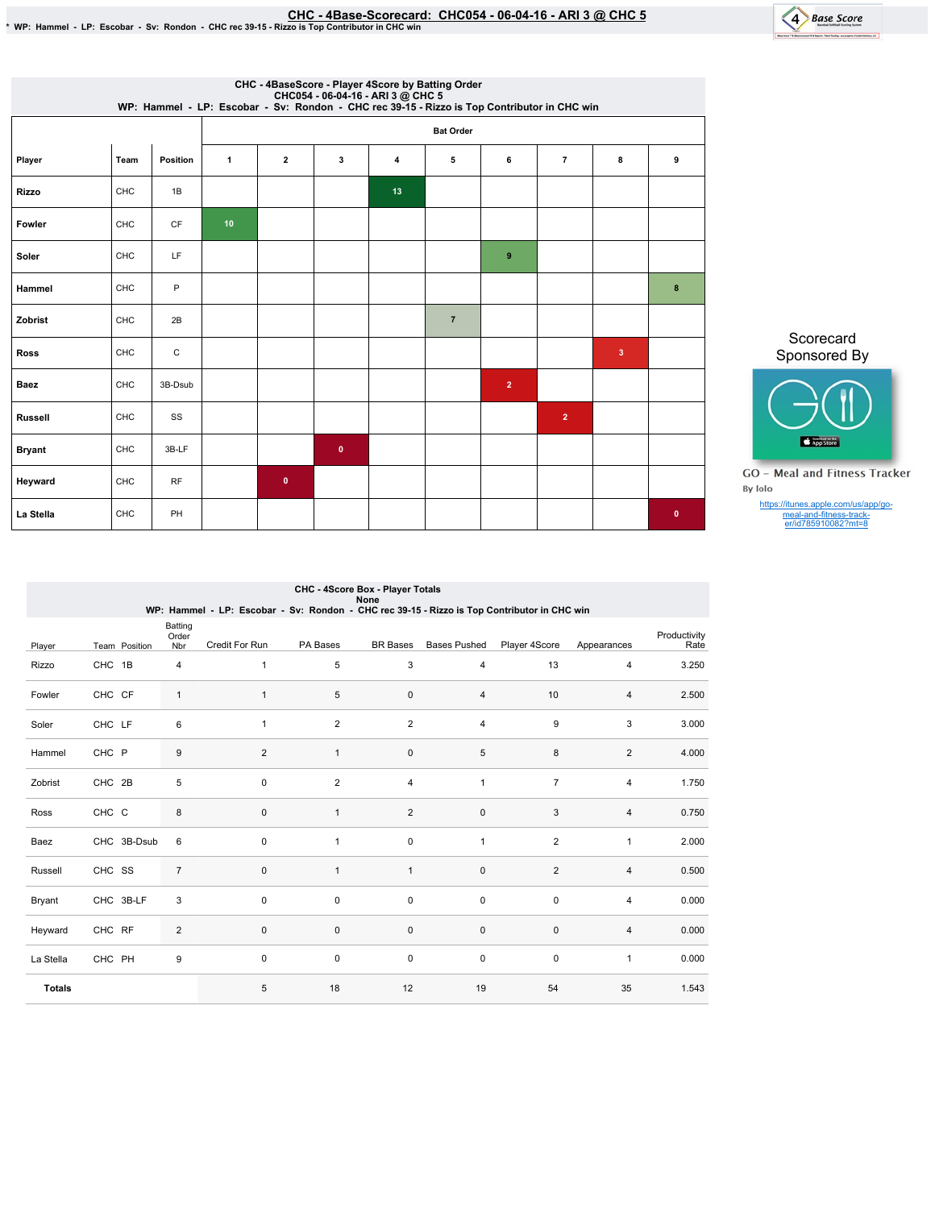# CHC - 4Base-Scorecard: CHC054 - 06-04-16 - ARI 3 @ CHC 5

\* WP: Hammel - LP: Escobar - Sv: Rondon - CHC rec 39-15 - Rizzo is Top Contributor in CHC win

## CHC - 4BaseScore - Player 4Score by Batting Order
CHC054 - 06-04-16 - ARI 3 @ CHC 5
WP: Hammel - LP: Escobar - Sv: Rondon - CHC rec 39-15 - Rizzo is Top Contributor in CHC win

| Player | Team | Position | Bat Order 1 | 2 | 3 | 4 | 5 | 6 | 7 | 8 | 9 |
|---|---|---|---|---|---|---|---|---|---|---|---|
| Rizzo | CHC | 1B | | | | 13 | | | | | |
| Fowler | CHC | CF | 10 | | | | | | | | |
| Soler | CHC | LF | | | | | | 9 | | | |
| Hammel | CHC | P | | | | | | | | | 8 |
| Zobrist | CHC | 2B | | | | | 7 | | | | |
| Ross | CHC | C | | | | | | | | 3 | |
| Baez | CHC | 3B-Dsub | | | | | | 2 | | | |
| Russell | CHC | SS | | | | | | | 2 | | |
| Bryant | CHC | 3B-LF | | | 0 | | | | | | |
| Heyward | CHC | RF | | 0 | | | | | | | |
| La Stella | CHC | PH | | | | | | | | | 0 |

Scorecard Sponsored By

GO – Meal and Fitness Tracker
By Iolo
https://itunes.apple.com/us/app/go-meal-and-fitness-track-er/id785910082?mt=8

## CHC - 4Score Box - Player Totals
None
WP: Hammel - LP: Escobar - Sv: Rondon - CHC rec 39-15 - Rizzo is Top Contributor in CHC win

| Player | Team | Position | Batting Order Nbr | Credit For Run | PA Bases | BR Bases | Bases Pushed | Player 4Score | Appearances | Productivity Rate |
|---|---|---|---|---|---|---|---|---|---|---|
| Rizzo | CHC | 1B | 4 | 1 | 5 | 3 | 4 | 13 | 4 | 3.250 |
| Fowler | CHC | CF | 1 | 1 | 5 | 0 | 4 | 10 | 4 | 2.500 |
| Soler | CHC | LF | 6 | 1 | 2 | 2 | 4 | 9 | 3 | 3.000 |
| Hammel | CHC | P | 9 | 2 | 1 | 0 | 5 | 8 | 2 | 4.000 |
| Zobrist | CHC | 2B | 5 | 0 | 2 | 4 | 1 | 7 | 4 | 1.750 |
| Ross | CHC | C | 8 | 0 | 1 | 2 | 0 | 3 | 4 | 0.750 |
| Baez | CHC | 3B-Dsub | 6 | 0 | 1 | 0 | 1 | 2 | 1 | 2.000 |
| Russell | CHC | SS | 7 | 0 | 1 | 1 | 0 | 2 | 4 | 0.500 |
| Bryant | CHC | 3B-LF | 3 | 0 | 0 | 0 | 0 | 0 | 4 | 0.000 |
| Heyward | CHC | RF | 2 | 0 | 0 | 0 | 0 | 0 | 4 | 0.000 |
| La Stella | CHC | PH | 9 | 0 | 0 | 0 | 0 | 0 | 1 | 0.000 |
| **Totals** | | | | 5 | 18 | 12 | 19 | 54 | 35 | 1.543 |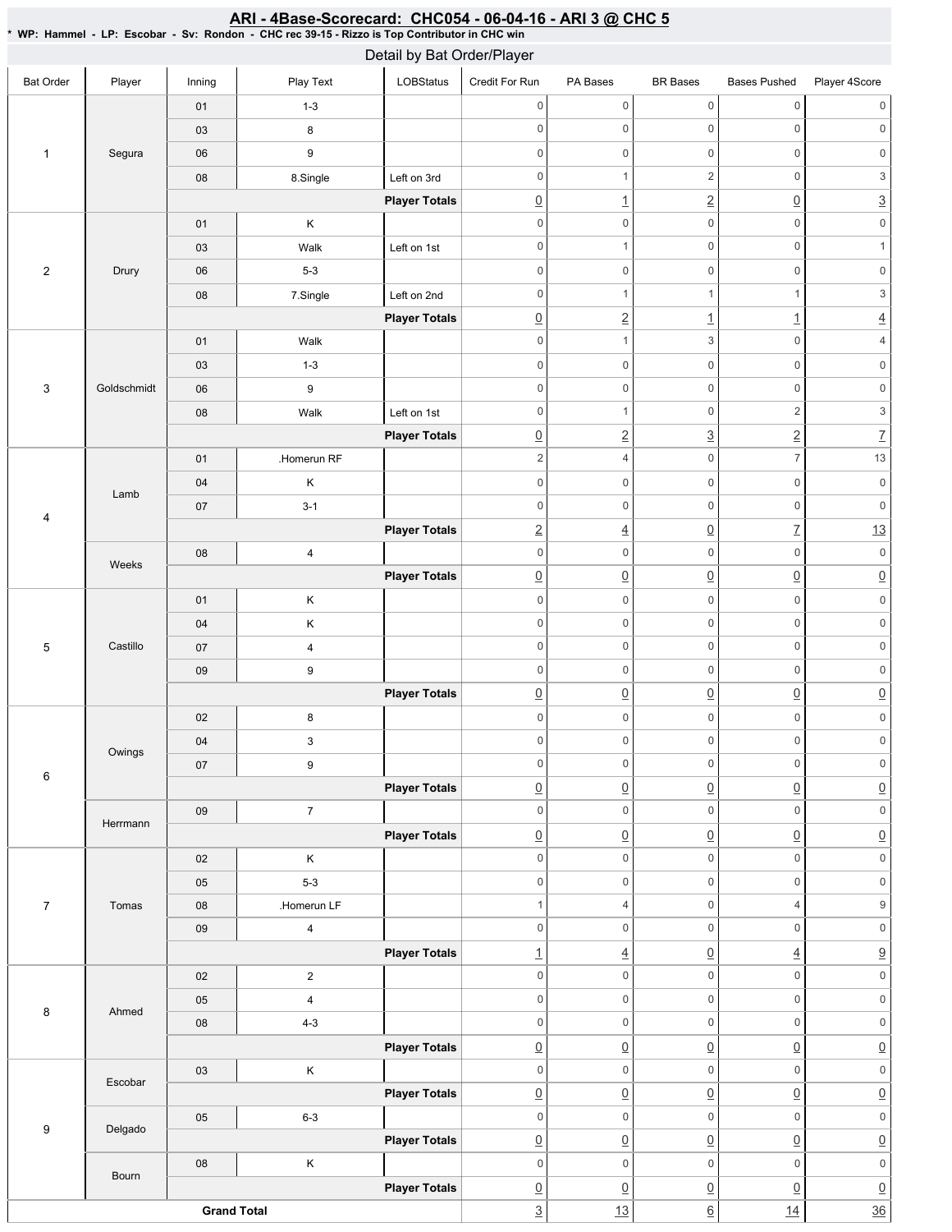# ARI - 4Base-Scorecard: CHC054 - 06-04-16 - ARI 3 @ CHC 5

**\* WP: Hammel - LP: Escobar - Sv: Rondon - CHC rec 39-15 - Rizzo is Top Contributor in CHC win**

## Detail by Bat Order/Player

| Bat Order | Player | Inning | Play Text | LOBStatus | Credit For Run | PA Bases | BR Bases | Bases Pushed | Player 4Score |
|---|---|---|---|---|---|---|---|---|---|
| 1 | Segura | 01 | 1-3 | | 0 | 0 | 0 | 0 | 0 |
| | | 03 | 8 | | 0 | 0 | 0 | 0 | 0 |
| | | 06 | 9 | | 0 | 0 | 0 | 0 | 0 |
| | | 08 | 8.Single | Left on 3rd | 0 | 1 | 2 | 0 | 3 |
| | | | | **Player Totals** | 0 | 1 | 2 | 0 | 3 |
| 2 | Drury | 01 | K | | 0 | 0 | 0 | 0 | 0 |
| | | 03 | Walk | Left on 1st | 0 | 1 | 0 | 0 | 1 |
| | | 06 | 5-3 | | 0 | 0 | 0 | 0 | 0 |
| | | 08 | 7.Single | Left on 2nd | 0 | 1 | 1 | 1 | 3 |
| | | | | **Player Totals** | 0 | 2 | 1 | 1 | 4 |
| 3 | Goldschmidt | 01 | Walk | | 0 | 1 | 3 | 0 | 4 |
| | | 03 | 1-3 | | 0 | 0 | 0 | 0 | 0 |
| | | 06 | 9 | | 0 | 0 | 0 | 0 | 0 |
| | | 08 | Walk | Left on 1st | 0 | 1 | 0 | 2 | 3 |
| | | | | **Player Totals** | 0 | 2 | 3 | 2 | 7 |
| 4 | Lamb | 01 | .Homerun RF | | 2 | 4 | 0 | 7 | 13 |
| | | 04 | K | | 0 | 0 | 0 | 0 | 0 |
| | | 07 | 3-1 | | 0 | 0 | 0 | 0 | 0 |
| | | | | **Player Totals** | 2 | 4 | 0 | 7 | 13 |
| | Weeks | 08 | 4 | | 0 | 0 | 0 | 0 | 0 |
| | | | | **Player Totals** | 0 | 0 | 0 | 0 | 0 |
| 5 | Castillo | 01 | K | | 0 | 0 | 0 | 0 | 0 |
| | | 04 | K | | 0 | 0 | 0 | 0 | 0 |
| | | 07 | 4 | | 0 | 0 | 0 | 0 | 0 |
| | | 09 | 9 | | 0 | 0 | 0 | 0 | 0 |
| | | | | **Player Totals** | 0 | 0 | 0 | 0 | 0 |
| 6 | Owings | 02 | 8 | | 0 | 0 | 0 | 0 | 0 |
| | | 04 | 3 | | 0 | 0 | 0 | 0 | 0 |
| | | 07 | 9 | | 0 | 0 | 0 | 0 | 0 |
| | | | | **Player Totals** | 0 | 0 | 0 | 0 | 0 |
| | Herrmann | 09 | 7 | | 0 | 0 | 0 | 0 | 0 |
| | | | | **Player Totals** | 0 | 0 | 0 | 0 | 0 |
| 7 | Tomas | 02 | K | | 0 | 0 | 0 | 0 | 0 |
| | | 05 | 5-3 | | 0 | 0 | 0 | 0 | 0 |
| | | 08 | .Homerun LF | | 1 | 4 | 0 | 4 | 9 |
| | | 09 | 4 | | 0 | 0 | 0 | 0 | 0 |
| | | | | **Player Totals** | 1 | 4 | 0 | 4 | 9 |
| 8 | Ahmed | 02 | 2 | | 0 | 0 | 0 | 0 | 0 |
| | | 05 | 4 | | 0 | 0 | 0 | 0 | 0 |
| | | 08 | 4-3 | | 0 | 0 | 0 | 0 | 0 |
| | | | | **Player Totals** | 0 | 0 | 0 | 0 | 0 |
| 9 | Escobar | 03 | K | | 0 | 0 | 0 | 0 | 0 |
| | | | | **Player Totals** | 0 | 0 | 0 | 0 | 0 |
| | Delgado | 05 | 6-3 | | 0 | 0 | 0 | 0 | 0 |
| | | | | **Player Totals** | 0 | 0 | 0 | 0 | 0 |
| | Bourn | 08 | K | | 0 | 0 | 0 | 0 | 0 |
| | | | | **Player Totals** | 0 | 0 | 0 | 0 | 0 |
| **Grand Total** | | | | | 3 | 13 | 6 | 14 | 36 |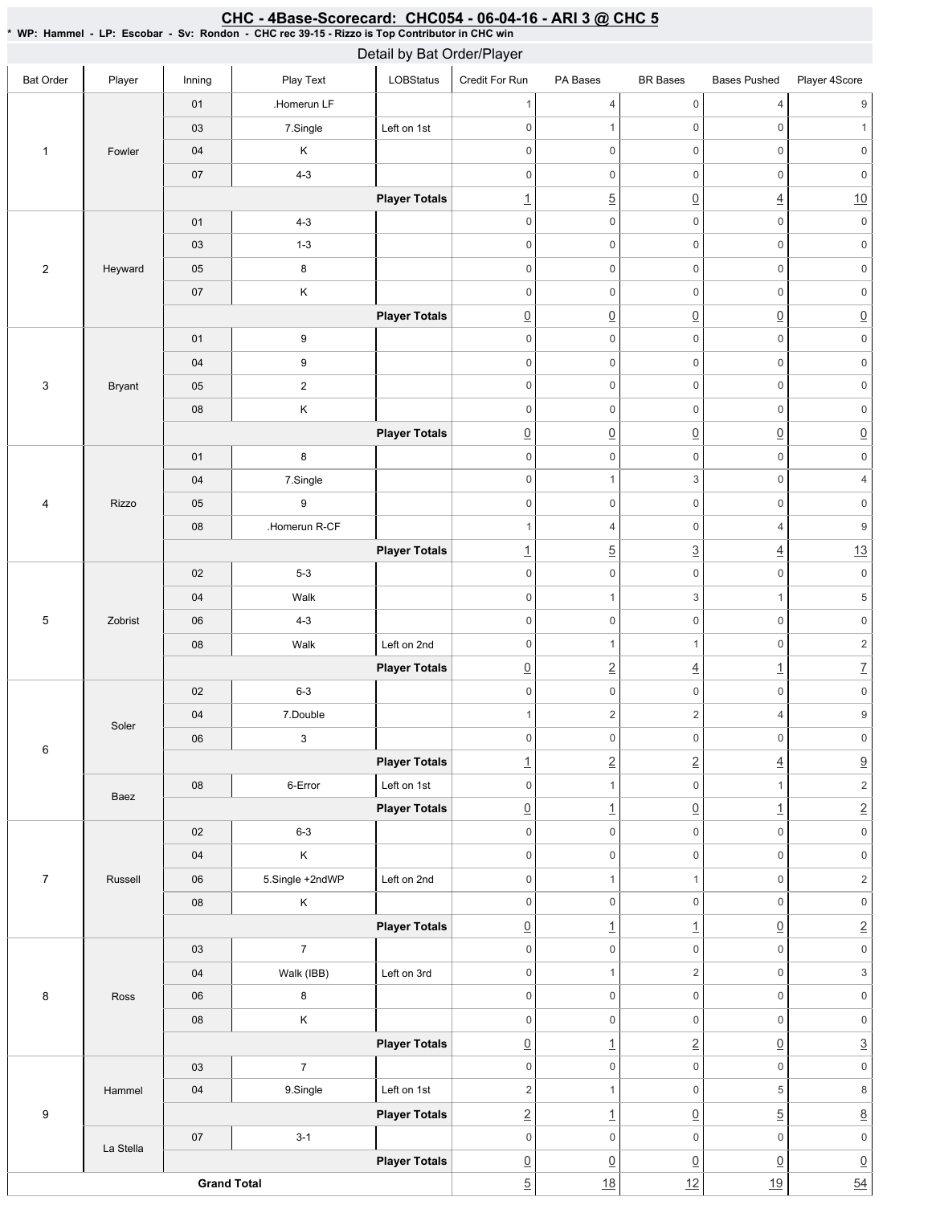## CHC - 4Base-Scorecard: CHC054 - 06-04-16 - ARI 3 @ CHC 5

**\* WP: Hammel - LP: Escobar - Sv: Rondon - CHC rec 39-15 - Rizzo is Top Contributor in CHC win**

### Detail by Bat Order/Player

| Bat Order | Player | Inning | Play Text | LOBStatus | Credit For Run | PA Bases | BR Bases | Bases Pushed | Player 4Score |
|---|---|---|---|---|---|---|---|---|---|
| 1 | Fowler | 01 | .Homerun LF | | 1 | 4 | 0 | 4 | 9 |
| | | 03 | 7.Single | Left on 1st | 0 | 1 | 0 | 0 | 1 |
| | | 04 | K | | 0 | 0 | 0 | 0 | 0 |
| | | 07 | 4-3 | | 0 | 0 | 0 | 0 | 0 |
| | | | | **Player Totals** | 1 | 5 | 0 | 4 | 10 |
| 2 | Heyward | 01 | 4-3 | | 0 | 0 | 0 | 0 | 0 |
| | | 03 | 1-3 | | 0 | 0 | 0 | 0 | 0 |
| | | 05 | 8 | | 0 | 0 | 0 | 0 | 0 |
| | | 07 | K | | 0 | 0 | 0 | 0 | 0 |
| | | | | **Player Totals** | 0 | 0 | 0 | 0 | 0 |
| 3 | Bryant | 01 | 9 | | 0 | 0 | 0 | 0 | 0 |
| | | 04 | 9 | | 0 | 0 | 0 | 0 | 0 |
| | | 05 | 2 | | 0 | 0 | 0 | 0 | 0 |
| | | 08 | K | | 0 | 0 | 0 | 0 | 0 |
| | | | | **Player Totals** | 0 | 0 | 0 | 0 | 0 |
| 4 | Rizzo | 01 | 8 | | 0 | 0 | 0 | 0 | 0 |
| | | 04 | 7.Single | | 0 | 1 | 3 | 0 | 4 |
| | | 05 | 9 | | 0 | 0 | 0 | 0 | 0 |
| | | 08 | .Homerun R-CF | | 1 | 4 | 0 | 4 | 9 |
| | | | | **Player Totals** | 1 | 5 | 3 | 4 | 13 |
| 5 | Zobrist | 02 | 5-3 | | 0 | 0 | 0 | 0 | 0 |
| | | 04 | Walk | | 0 | 1 | 3 | 1 | 5 |
| | | 06 | 4-3 | | 0 | 0 | 0 | 0 | 0 |
| | | 08 | Walk | Left on 2nd | 0 | 1 | 1 | 0 | 2 |
| | | | | **Player Totals** | 0 | 2 | 4 | 1 | 7 |
| 6 | Soler | 02 | 6-3 | | 0 | 0 | 0 | 0 | 0 |
| | | 04 | 7.Double | | 1 | 2 | 2 | 4 | 9 |
| | | 06 | 3 | | 0 | 0 | 0 | 0 | 0 |
| | | | | **Player Totals** | 1 | 2 | 2 | 4 | 9 |
| | Baez | 08 | 6-Error | Left on 1st | 0 | 1 | 0 | 1 | 2 |
| | | | | **Player Totals** | 0 | 1 | 0 | 1 | 2 |
| 7 | Russell | 02 | 6-3 | | 0 | 0 | 0 | 0 | 0 |
| | | 04 | K | | 0 | 0 | 0 | 0 | 0 |
| | | 06 | 5.Single +2ndWP | Left on 2nd | 0 | 1 | 1 | 0 | 2 |
| | | 08 | K | | 0 | 0 | 0 | 0 | 0 |
| | | | | **Player Totals** | 0 | 1 | 1 | 0 | 2 |
| 8 | Ross | 03 | 7 | | 0 | 0 | 0 | 0 | 0 |
| | | 04 | Walk (IBB) | Left on 3rd | 0 | 1 | 2 | 0 | 3 |
| | | 06 | 8 | | 0 | 0 | 0 | 0 | 0 |
| | | 08 | K | | 0 | 0 | 0 | 0 | 0 |
| | | | | **Player Totals** | 0 | 1 | 2 | 0 | 3 |
| 9 | Hammel | 03 | 7 | | 0 | 0 | 0 | 0 | 0 |
| | | 04 | 9.Single | Left on 1st | 2 | 1 | 0 | 5 | 8 |
| | | | | **Player Totals** | 2 | 1 | 0 | 5 | 8 |
| | La Stella | 07 | 3-1 | | 0 | 0 | 0 | 0 | 0 |
| | | | | **Player Totals** | 0 | 0 | 0 | 0 | 0 |
| **Grand Total** | | | | | 5 | 18 | 12 | 19 | 54 |